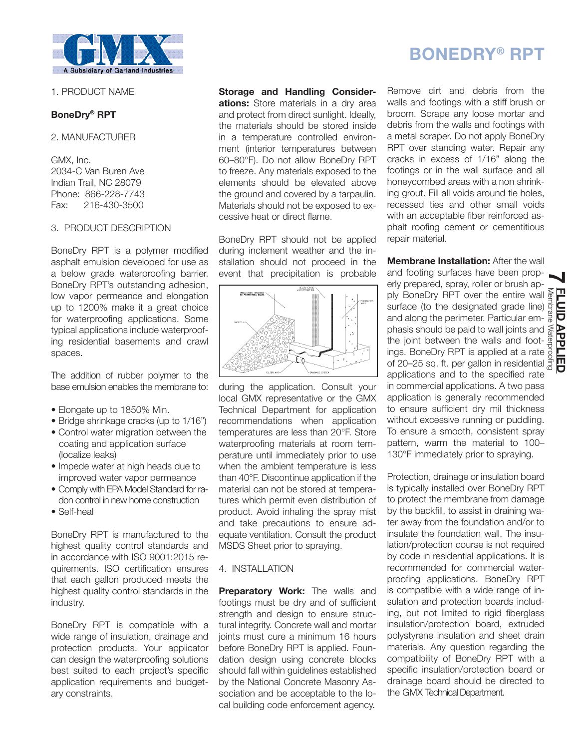# BONEDRY® RPT

1. PRODUCT NAME

**BoneDry® RPT**

2. MANUFACTURER

GMX, Inc.
2034-C Van Buren Ave
Indian Trail, NC 28079
Phone: 866-228-7743
Fax: 216-430-3500

3. PRODUCT DESCRIPTION

BoneDry RPT is a polymer modified asphalt emulsion developed for use as a below grade waterproofing barrier. BoneDry RPT's outstanding adhesion, low vapor permeance and elongation up to 1200% make it a great choice for waterproofing applications. Some typical applications include waterproofing residential basements and crawl spaces.

The addition of rubber polymer to the base emulsion enables the membrane to:

- Elongate up to 1850% Min.
- Bridge shrinkage cracks (up to 1/16")
- Control water migration between the coating and application surface (localize leaks)
- Impede water at high heads due to improved water vapor permeance
- Comply with EPA Model Standard for radon control in new home construction
- Self-heal

BoneDry RPT is manufactured to the highest quality control standards and in accordance with ISO 9001:2015 requirements. ISO certification ensures that each gallon produced meets the highest quality control standards in the industry.

BoneDry RPT is compatible with a wide range of insulation, drainage and protection products. Your applicator can design the waterproofing solutions best suited to each project's specific application requirements and budgetary constraints.

**Storage and Handling Considerations:** Store materials in a dry area and protect from direct sunlight. Ideally, the materials should be stored inside in a temperature controlled environment (interior temperatures between 60–80°F). Do not allow BoneDry RPT to freeze. Any materials exposed to the elements should be elevated above the ground and covered by a tarpaulin. Materials should not be exposed to excessive heat or direct flame.

BoneDry RPT should not be applied during inclement weather and the installation should not proceed in the event that precipitation is probable during the application. Consult your local GMX representative or the GMX Technical Department for application recommendations when application temperatures are less than 20°F. Store waterproofing materials at room temperature until immediately prior to use when the ambient temperature is less than 40°F. Discontinue application if the material can not be stored at temperatures which permit even distribution of product. Avoid inhaling the spray mist and take precautions to ensure adequate ventilation. Consult the product MSDS Sheet prior to spraying.

4. INSTALLATION

**Preparatory Work:** The walls and footings must be dry and of sufficient strength and design to ensure structural integrity. Concrete wall and mortar joints must cure a minimum 16 hours before BoneDry RPT is applied. Foundation design using concrete blocks should fall within guidelines established by the National Concrete Masonry Association and be acceptable to the local building code enforcement agency.

Remove dirt and debris from the walls and footings with a stiff brush or broom. Scrape any loose mortar and debris from the walls and footings with a metal scraper. Do not apply BoneDry RPT over standing water. Repair any cracks in excess of 1/16" along the footings or in the wall surface and all honeycombed areas with a non shrinking grout. Fill all voids around tie holes, recessed ties and other small voids with an acceptable fiber reinforced asphalt roofing cement or cementitious repair material.

**Membrane Installation:** After the wall and footing surfaces have been properly prepared, spray, roller or brush apply BoneDry RPT over the entire wall surface (to the designated grade line) and along the perimeter. Particular emphasis should be paid to wall joints and the joint between the walls and footings. BoneDry RPT is applied at a rate of 20–25 sq. ft. per gallon in residential applications and to the specified rate in commercial applications. A two pass application is generally recommended to ensure sufficient dry mil thickness without excessive running or puddling. To ensure a smooth, consistent spray pattern, warm the material to 100–130°F immediately prior to spraying.

Protection, drainage or insulation board is typically installed over BoneDry RPT to protect the membrane from damage by the backfill, to assist in draining water away from the foundation and/or to insulate the foundation wall. The insulation/protection course is not required by code in residential applications. It is recommended for commercial waterproofing applications. BoneDry RPT is compatible with a wide range of insulation and protection boards including, but not limited to rigid fiberglass insulation/protection board, extruded polystyrene insulation and sheet drain materials. Any question regarding the compatibility of BoneDry RPT with a specific insulation/protection board or drainage board should be directed to the GMX Technical Department.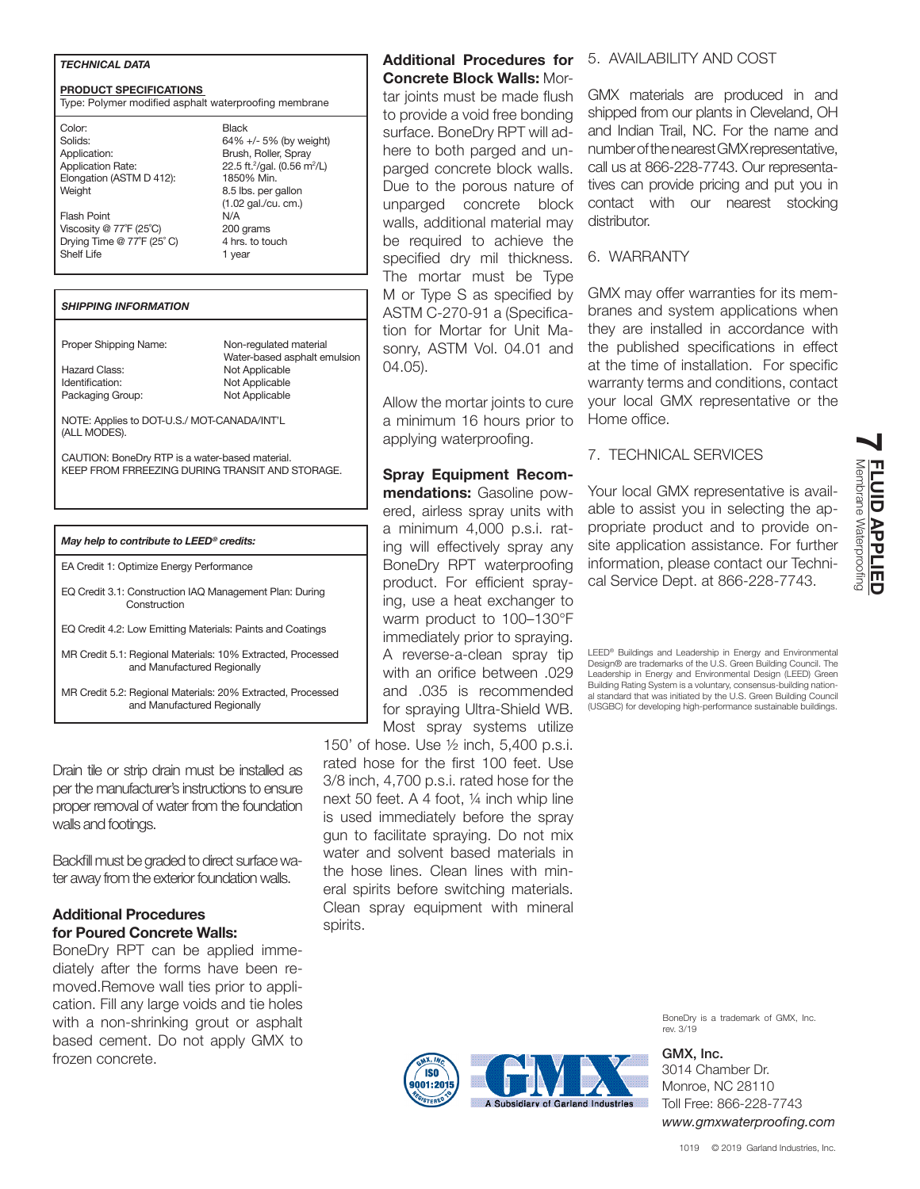### TECHNICAL DATA

**PRODUCT SPECIFICATIONS**

Type: Polymer modified asphalt waterproofing membrane

| | |
|---|---|
| Color: | Black |
| Solids: | 64% +/- 5% (by weight) |
| Application: | Brush, Roller, Spray |
| Application Rate: | 22.5 ft.$^2$/gal. (0.56 m$^2$/L) |
| Elongation (ASTM D 412): | 1850% Min. |
| Weight | 8.5 lbs. per gallon (1.02 gal./cu. cm.) |
| Flash Point | N/A |
| Viscosity @ 77˚F (25˚C) | 200 grams |
| Drying Time @ 77˚F (25˚ C) | 4 hrs. to touch |
| Shelf Life | 1 year |

### SHIPPING INFORMATION

| | |
|---|---|
| Proper Shipping Name: | Non-regulated material Water-based asphalt emulsion |
| Hazard Class: | Not Applicable |
| Identification: | Not Applicable |
| Packaging Group: | Not Applicable |

NOTE: Applies to DOT-U.S./ MOT-CANADA/INT'L (ALL MODES).

CAUTION: BoneDry RTP is a water-based material. KEEP FROM FRREEZING DURING TRANSIT AND STORAGE.

### May help to contribute to LEED® credits:

- EA Credit 1: Optimize Energy Performance
- EQ Credit 3.1: Construction IAQ Management Plan: During Construction
- EQ Credit 4.2: Low Emitting Materials: Paints and Coatings
- MR Credit 5.1: Regional Materials: 10% Extracted, Processed and Manufactured Regionally
- MR Credit 5.2: Regional Materials: 20% Extracted, Processed and Manufactured Regionally

Drain tile or strip drain must be installed as per the manufacturer's instructions to ensure proper removal of water from the foundation walls and footings.

Backfill must be graded to direct surface water away from the exterior foundation walls.

**Additional Procedures for Poured Concrete Walls:** BoneDry RPT can be applied immediately after the forms have been removed.Remove wall ties prior to application. Fill any large voids and tie holes with a non-shrinking grout or asphalt based cement. Do not apply GMX to frozen concrete.

**Additional Procedures for Concrete Block Walls:** Mortar joints must be made flush to provide a void free bonding surface. BoneDry RPT will adhere to both parged and unparged concrete block walls. Due to the porous nature of unparged concrete block walls, additional material may be required to achieve the specified dry mil thickness. The mortar must be Type M or Type S as specified by ASTM C-270-91 a (Specification for Mortar for Unit Masonry, ASTM Vol. 04.01 and 04.05).

Allow the mortar joints to cure a minimum 16 hours prior to applying waterproofing.

**Spray Equipment Recommendations:** Gasoline powered, airless spray units with a minimum 4,000 p.s.i. rating will effectively spray any BoneDry RPT waterproofing product. For efficient spraying, use a heat exchanger to warm product to 100–130°F immediately prior to spraying. A reverse-a-clean spray tip with an orifice between .029 and .035 is recommended for spraying Ultra-Shield WB. Most spray systems utilize 150' of hose. Use ½ inch, 5,400 p.s.i. rated hose for the first 100 feet. Use 3/8 inch, 4,700 p.s.i. rated hose for the next 50 feet. A 4 foot, ¼ inch whip line is used immediately before the spray gun to facilitate spraying. Do not mix water and solvent based materials in the hose lines. Clean lines with mineral spirits before switching materials. Clean spray equipment with mineral spirits.

## 5. AVAILABILITY AND COST

GMX materials are produced in and shipped from our plants in Cleveland, OH and Indian Trail, NC. For the name and number of the nearest GMX representative, call us at 866-228-7743. Our representatives can provide pricing and put you in contact with our nearest stocking distributor.

## 6. WARRANTY

GMX may offer warranties for its membranes and system applications when they are installed in accordance with the published specifications in effect at the time of installation. For specific warranty terms and conditions, contact your local GMX representative or the Home office.

## 7. TECHNICAL SERVICES

Your local GMX representative is available to assist you in selecting the appropriate product and to provide onsite application assistance. For further information, please contact our Technical Service Dept. at 866-228-7743.

LEED® Buildings and Leadership in Energy and Environmental Design® are trademarks of the U.S. Green Building Council. The Leadership in Energy and Environmental Design (LEED) Green Building Rating System is a voluntary, consensus-building national standard that was initiated by the U.S. Green Building Council (USGBC) for developing high-performance sustainable buildings.

BoneDry is a trademark of GMX, Inc.
rev. 3/19

**GMX, Inc.**
3014 Chamber Dr.
Monroe, NC 28110
Toll Free: 866-228-7743
*www.gmxwaterproofing.com*

GMX, INC. ISO 9001:2015 REGISTERED TO

GMX A Subsidiary of Garland Industries

1019 © 2019 Garland Industries, Inc.